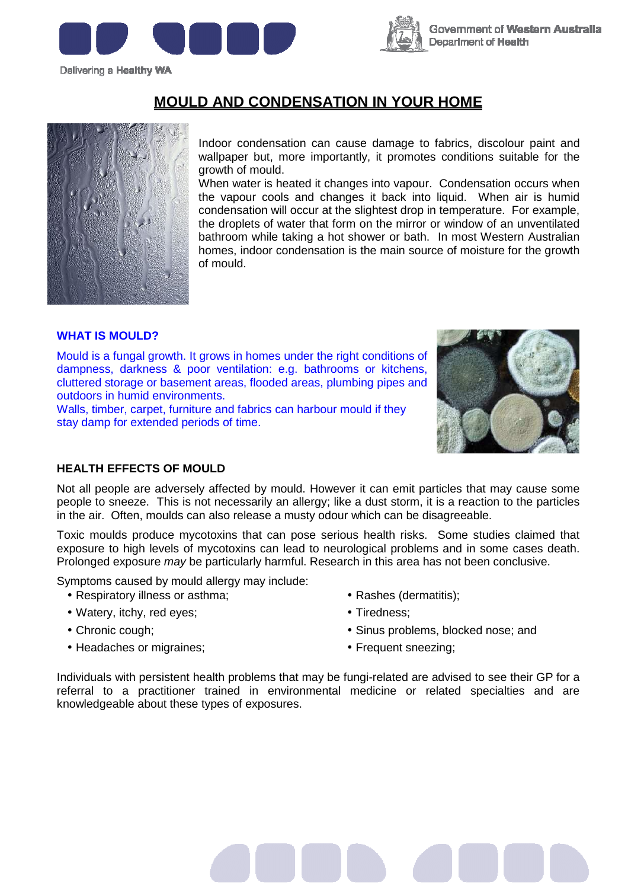# MOULD AND CONDENSATION IN YOUR HOME

Indoor condensation can cause damage to fabrics, discolour paint and wallpaper but, more importantly, it promotes conditions suitable for the growth of mould.

When water is heated it changes into vapour. Condensation occurs when the vapour cools and changes it back into liquid. When air is humid condensation will occur at the slightest drop in temperature. For example, the droplets of water that form on the mirror or window of an unventilated bathroom while taking a hot shower or bath. In most Western Australian homes, indoor condensation is the main source of moisture for the growth of mould.

## WHAT IS MOULD?

Mould is a fungal growth. It grows in homes under the right conditions of dampness, darkness & poor ventilation: e.g. bathrooms or kitchens, cluttered storage or basement areas, flooded areas, plumbing pipes and outdoors in humid environments.

Walls, timber, carpet, furniture and fabrics can harbour mould if they stay damp for extended periods of time.

## HEALTH EFFECTS OF MOULD

Not all people are adversely affected by mould. However it can emit particles that may cause some people to sneeze. This is not necessarily an allergy; like a dust storm, it is a reaction to the particles in the air. Often, moulds can also release a musty odour which can be disagreeable.

Toxic moulds produce mycotoxins that can pose serious health risks. Some studies claimed that exposure to high levels of mycotoxins can lead to neurological problems and in some cases death. Prolonged exposure *may* be particularly harmful. Research in this area has not been conclusive.

Symptoms caused by mould allergy may include:

- Respiratory illness or asthma;
- Watery, itchy, red eyes;
- Chronic cough;
- Headaches or migraines;
- Rashes (dermatitis);
- Tiredness;
- Sinus problems, blocked nose; and
- Frequent sneezing;

Individuals with persistent health problems that may be fungi-related are advised to see their GP for a referral to a practitioner trained in environmental medicine or related specialties and are knowledgeable about these types of exposures.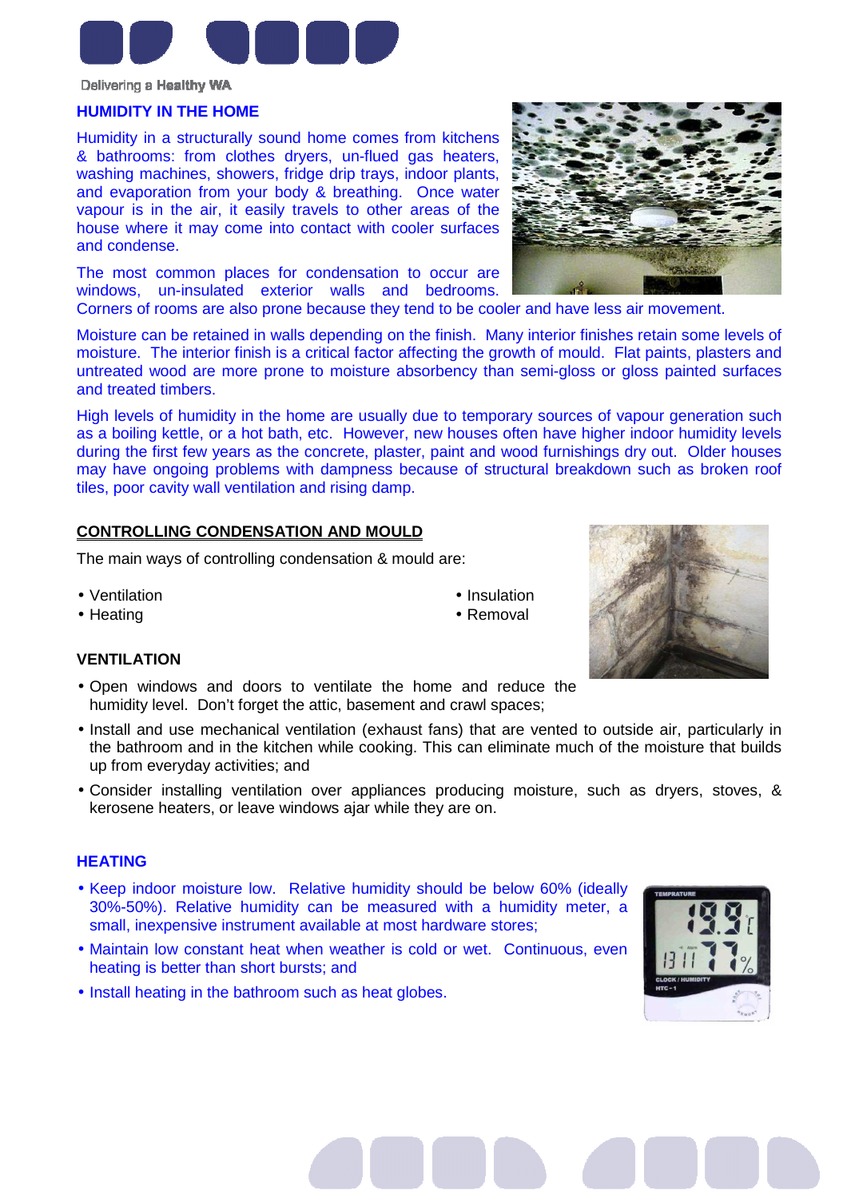Delivering a Healthy WA

## HUMIDITY IN THE HOME

Humidity in a structurally sound home comes from kitchens & bathrooms: from clothes dryers, un-flued gas heaters, washing machines, showers, fridge drip trays, indoor plants, and evaporation from your body & breathing. Once water vapour is in the air, it easily travels to other areas of the house where it may come into contact with cooler surfaces and condense.

The most common places for condensation to occur are windows, un-insulated exterior walls and bedrooms. Corners of rooms are also prone because they tend to be cooler and have less air movement.

Moisture can be retained in walls depending on the finish. Many interior finishes retain some levels of moisture. The interior finish is a critical factor affecting the growth of mould. Flat paints, plasters and untreated wood are more prone to moisture absorbency than semi-gloss or gloss painted surfaces and treated timbers.

High levels of humidity in the home are usually due to temporary sources of vapour generation such as a boiling kettle, or a hot bath, etc. However, new houses often have higher indoor humidity levels during the first few years as the concrete, plaster, paint and wood furnishings dry out. Older houses may have ongoing problems with dampness because of structural breakdown such as broken roof tiles, poor cavity wall ventilation and rising damp.

## CONTROLLING CONDENSATION AND MOULD

The main ways of controlling condensation & mould are:

- Ventilation
- Heating
- Insulation
- Removal

### VENTILATION

- Open windows and doors to ventilate the home and reduce the humidity level. Don't forget the attic, basement and crawl spaces;
- Install and use mechanical ventilation (exhaust fans) that are vented to outside air, particularly in the bathroom and in the kitchen while cooking. This can eliminate much of the moisture that builds up from everyday activities; and
- Consider installing ventilation over appliances producing moisture, such as dryers, stoves, & kerosene heaters, or leave windows ajar while they are on.

### HEATING

- Keep indoor moisture low. Relative humidity should be below 60% (ideally 30%-50%). Relative humidity can be measured with a humidity meter, a small, inexpensive instrument available at most hardware stores;
- Maintain low constant heat when weather is cold or wet. Continuous, even heating is better than short bursts; and
- Install heating in the bathroom such as heat globes.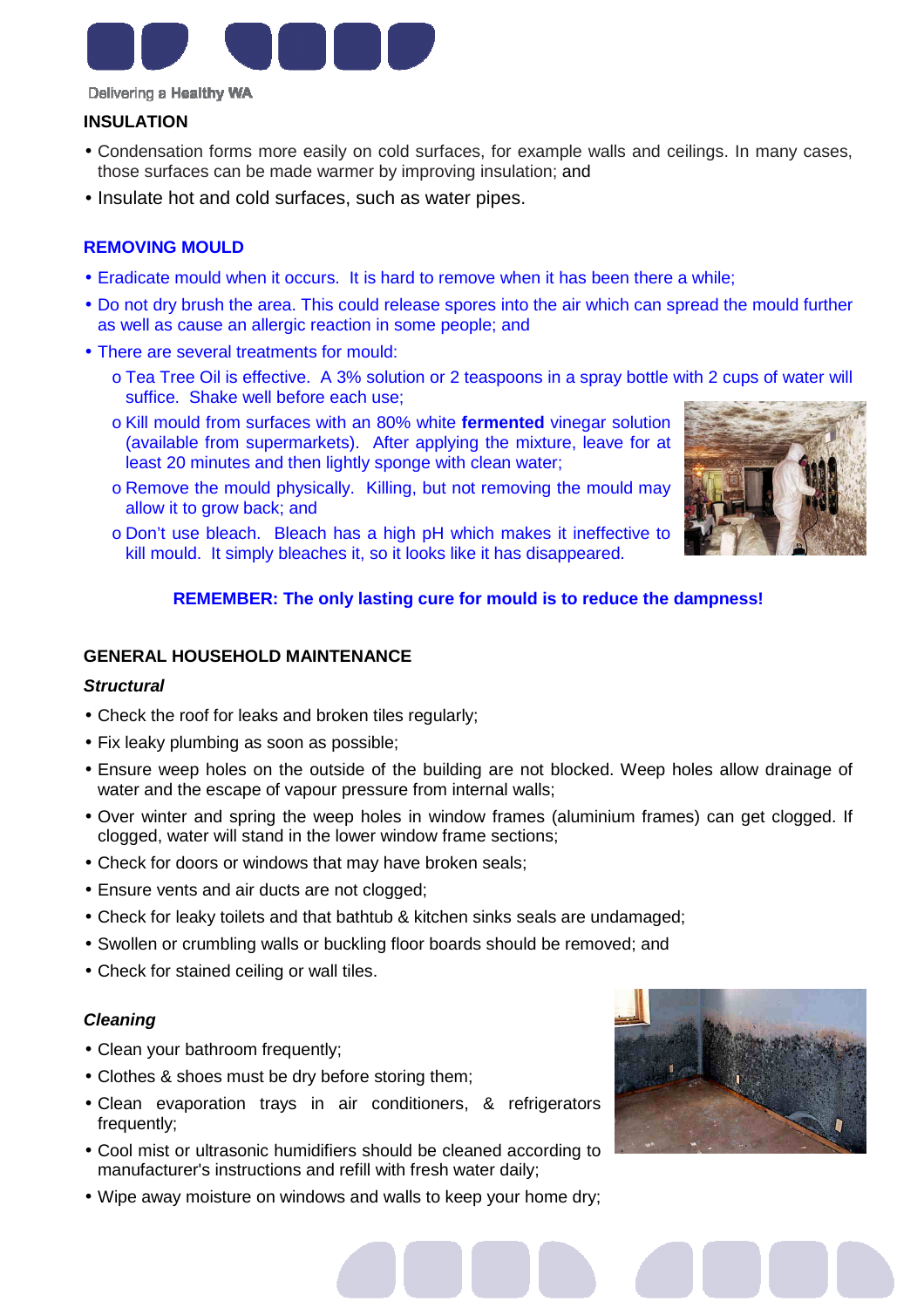## INSULATION

- Condensation forms more easily on cold surfaces, for example walls and ceilings. In many cases, those surfaces can be made warmer by improving insulation; and
- Insulate hot and cold surfaces, such as water pipes.

## REMOVING MOULD

- Eradicate mould when it occurs. It is hard to remove when it has been there a while;
- Do not dry brush the area. This could release spores into the air which can spread the mould further as well as cause an allergic reaction in some people; and
- There are several treatments for mould:
  - Tea Tree Oil is effective. A 3% solution or 2 teaspoons in a spray bottle with 2 cups of water will suffice. Shake well before each use;
  - Kill mould from surfaces with an 80% white **fermented** vinegar solution (available from supermarkets). After applying the mixture, leave for at least 20 minutes and then lightly sponge with clean water;
  - Remove the mould physically. Killing, but not removing the mould may allow it to grow back; and
  - Don't use bleach. Bleach has a high pH which makes it ineffective to kill mould. It simply bleaches it, so it looks like it has disappeared.

**REMEMBER: The only lasting cure for mould is to reduce the dampness!**

## GENERAL HOUSEHOLD MAINTENANCE

### *Structural*

- Check the roof for leaks and broken tiles regularly;
- Fix leaky plumbing as soon as possible;
- Ensure weep holes on the outside of the building are not blocked. Weep holes allow drainage of water and the escape of vapour pressure from internal walls;
- Over winter and spring the weep holes in window frames (aluminium frames) can get clogged. If clogged, water will stand in the lower window frame sections;
- Check for doors or windows that may have broken seals;
- Ensure vents and air ducts are not clogged;
- Check for leaky toilets and that bathtub & kitchen sinks seals are undamaged;
- Swollen or crumbling walls or buckling floor boards should be removed; and
- Check for stained ceiling or wall tiles.

### *Cleaning*

- Clean your bathroom frequently;
- Clothes & shoes must be dry before storing them;
- Clean evaporation trays in air conditioners, & refrigerators frequently;
- Cool mist or ultrasonic humidifiers should be cleaned according to manufacturer's instructions and refill with fresh water daily;
- Wipe away moisture on windows and walls to keep your home dry;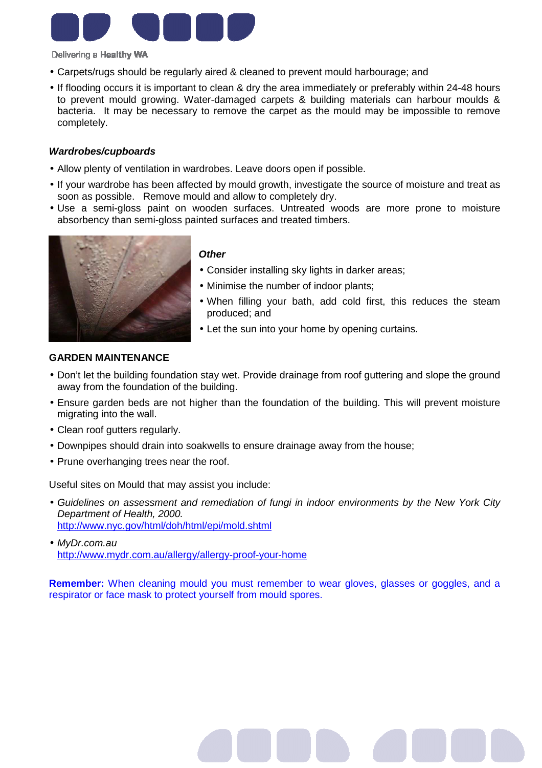- Carpets/rugs should be regularly aired & cleaned to prevent mould harbourage; and
- If flooding occurs it is important to clean & dry the area immediately or preferably within 24-48 hours to prevent mould growing. Water-damaged carpets & building materials can harbour moulds & bacteria. It may be necessary to remove the carpet as the mould may be impossible to remove completely.

### *Wardrobes/cupboards*

- Allow plenty of ventilation in wardrobes. Leave doors open if possible.
- If your wardrobe has been affected by mould growth, investigate the source of moisture and treat as soon as possible. Remove mould and allow to completely dry.
- Use a semi-gloss paint on wooden surfaces. Untreated woods are more prone to moisture absorbency than semi-gloss painted surfaces and treated timbers.

### *Other*

- Consider installing sky lights in darker areas;
- Minimise the number of indoor plants;
- When filling your bath, add cold first, this reduces the steam produced; and
- Let the sun into your home by opening curtains.

## GARDEN MAINTENANCE

- Don't let the building foundation stay wet. Provide drainage from roof guttering and slope the ground away from the foundation of the building.
- Ensure garden beds are not higher than the foundation of the building. This will prevent moisture migrating into the wall.
- Clean roof gutters regularly.
- Downpipes should drain into soakwells to ensure drainage away from the house;
- Prune overhanging trees near the roof.

Useful sites on Mould that may assist you include:

- *Guidelines on assessment and remediation of fungi in indoor environments by the New York City Department of Health, 2000.*
  http://www.nyc.gov/html/doh/html/epi/mold.shtml
- *MyDr.com.au*
  http://www.mydr.com.au/allergy/allergy-proof-your-home

**Remember:** When cleaning mould you must remember to wear gloves, glasses or goggles, and a respirator or face mask to protect yourself from mould spores.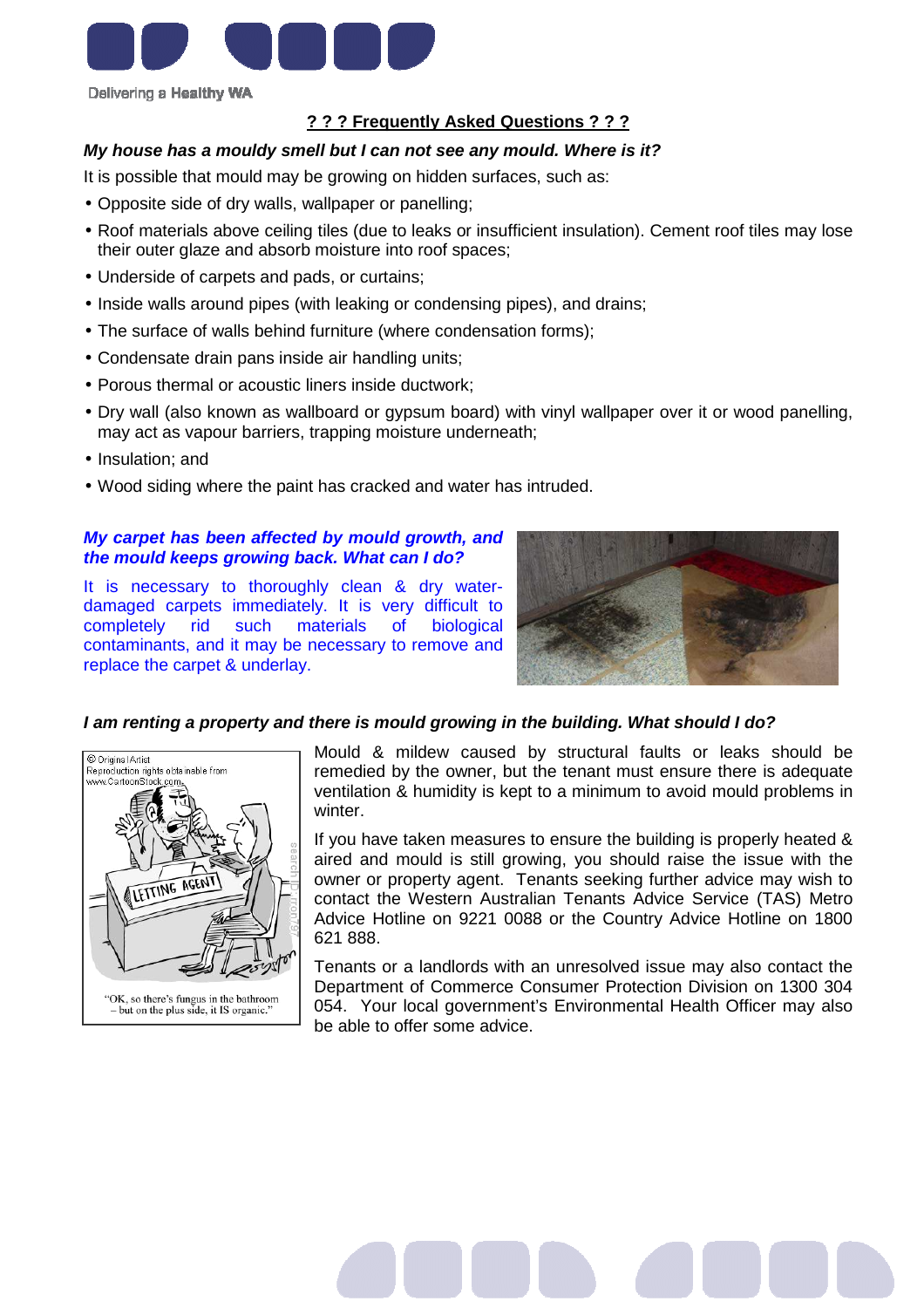Delivering a Healthy WA

## ? ? ? Frequently Asked Questions ? ? ?

***My house has a mouldy smell but I can not see any mould. Where is it?***

It is possible that mould may be growing on hidden surfaces, such as:

- Opposite side of dry walls, wallpaper or panelling;
- Roof materials above ceiling tiles (due to leaks or insufficient insulation). Cement roof tiles may lose their outer glaze and absorb moisture into roof spaces;
- Underside of carpets and pads, or curtains;
- Inside walls around pipes (with leaking or condensing pipes), and drains;
- The surface of walls behind furniture (where condensation forms);
- Condensate drain pans inside air handling units;
- Porous thermal or acoustic liners inside ductwork;
- Dry wall (also known as wallboard or gypsum board) with vinyl wallpaper over it or wood panelling, may act as vapour barriers, trapping moisture underneath;
- Insulation; and
- Wood siding where the paint has cracked and water has intruded.

***My carpet has been affected by mould growth, and the mould keeps growing back. What can I do?***

It is necessary to thoroughly clean & dry water-damaged carpets immediately. It is very difficult to completely rid such materials of biological contaminants, and it may be necessary to remove and replace the carpet & underlay.

***I am renting a property and there is mould growing in the building. What should I do?***

"OK, so there's fungus in the bathroom – but on the plus side, it IS organic."

Mould & mildew caused by structural faults or leaks should be remedied by the owner, but the tenant must ensure there is adequate ventilation & humidity is kept to a minimum to avoid mould problems in winter.

If you have taken measures to ensure the building is properly heated & aired and mould is still growing, you should raise the issue with the owner or property agent. Tenants seeking further advice may wish to contact the Western Australian Tenants Advice Service (TAS) Metro Advice Hotline on 9221 0088 or the Country Advice Hotline on 1800 621 888.

Tenants or a landlords with an unresolved issue may also contact the Department of Commerce Consumer Protection Division on 1300 304 054. Your local government's Environmental Health Officer may also be able to offer some advice.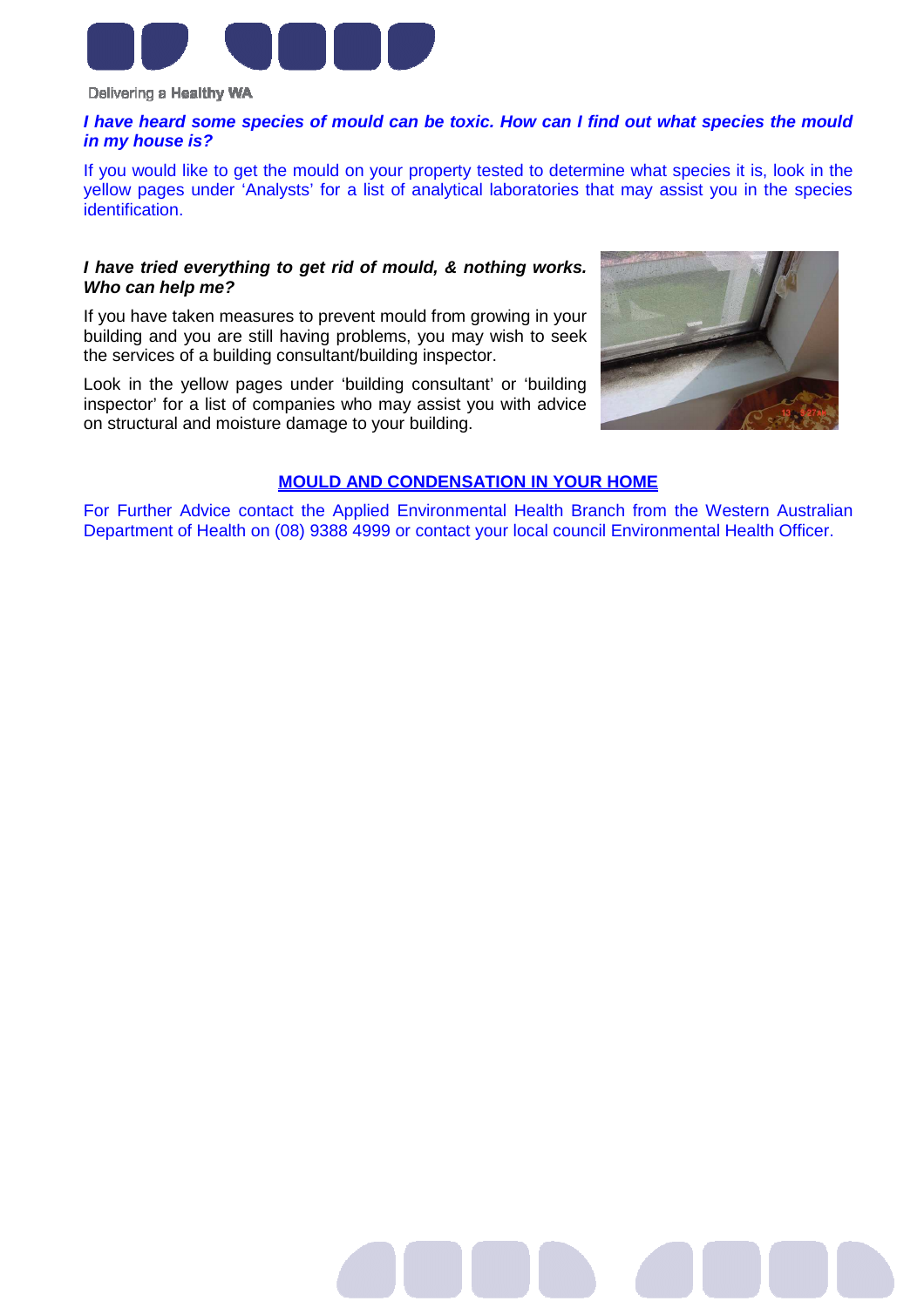Delivering a Healthy WA

***I have heard some species of mould can be toxic. How can I find out what species the mould in my house is?***

If you would like to get the mould on your property tested to determine what species it is, look in the yellow pages under 'Analysts' for a list of analytical laboratories that may assist you in the species identification.

***I have tried everything to get rid of mould, & nothing works. Who can help me?***

If you have taken measures to prevent mould from growing in your building and you are still having problems, you may wish to seek the services of a building consultant/building inspector.

Look in the yellow pages under 'building consultant' or 'building inspector' for a list of companies who may assist you with advice on structural and moisture damage to your building.

**MOULD AND CONDENSATION IN YOUR HOME**

For Further Advice contact the Applied Environmental Health Branch from the Western Australian Department of Health on (08) 9388 4999 or contact your local council Environmental Health Officer.